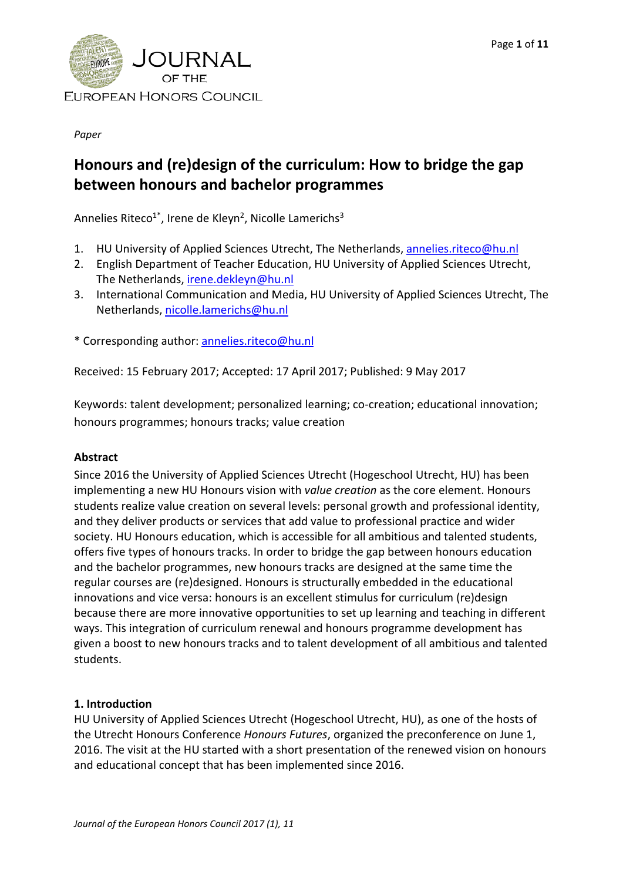*Paper*

# Honours and (re)design of the curriculum: How to bridge the gap between honours and bachelor programmes

Annelies Riteco[1*], Irene de Kleyn[2], Nicolle Lamerichs[3]

1. HU University of Applied Sciences Utrecht, The Netherlands, annelies.riteco@hu.nl
2. English Department of Teacher Education, HU University of Applied Sciences Utrecht, The Netherlands, irene.dekleyn@hu.nl
3. International Communication and Media, HU University of Applied Sciences Utrecht, The Netherlands, nicolle.lamerichs@hu.nl

* Corresponding author: annelies.riteco@hu.nl

Received: 15 February 2017; Accepted: 17 April 2017; Published: 9 May 2017

Keywords: talent development; personalized learning; co-creation; educational innovation; honours programmes; honours tracks; value creation

### Abstract

Since 2016 the University of Applied Sciences Utrecht (Hogeschool Utrecht, HU) has been implementing a new HU Honours vision with *value creation* as the core element. Honours students realize value creation on several levels: personal growth and professional identity, and they deliver products or services that add value to professional practice and wider society. HU Honours education, which is accessible for all ambitious and talented students, offers five types of honours tracks. In order to bridge the gap between honours education and the bachelor programmes, new honours tracks are designed at the same time the regular courses are (re)designed. Honours is structurally embedded in the educational innovations and vice versa: honours is an excellent stimulus for curriculum (re)design because there are more innovative opportunities to set up learning and teaching in different ways. This integration of curriculum renewal and honours programme development has given a boost to new honours tracks and to talent development of all ambitious and talented students.

### 1. Introduction

HU University of Applied Sciences Utrecht (Hogeschool Utrecht, HU), as one of the hosts of the Utrecht Honours Conference *Honours Futures*, organized the preconference on June 1, 2016. The visit at the HU started with a short presentation of the renewed vision on honours and educational concept that has been implemented since 2016.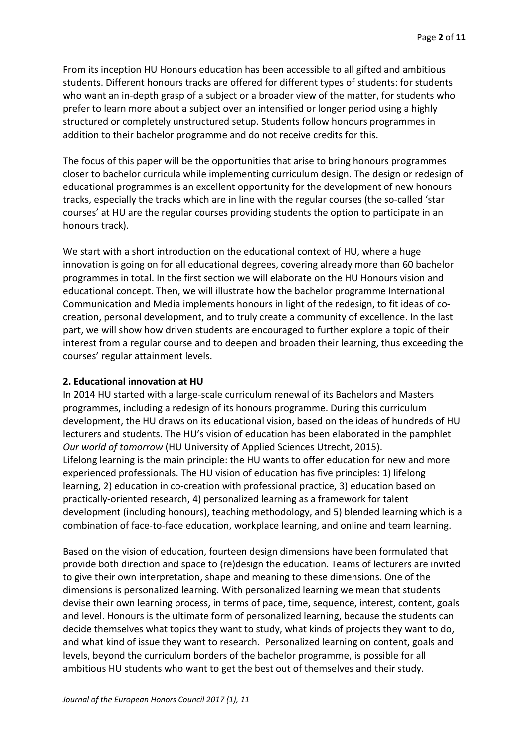From its inception HU Honours education has been accessible to all gifted and ambitious students. Different honours tracks are offered for different types of students: for students who want an in-depth grasp of a subject or a broader view of the matter, for students who prefer to learn more about a subject over an intensified or longer period using a highly structured or completely unstructured setup. Students follow honours programmes in addition to their bachelor programme and do not receive credits for this.

The focus of this paper will be the opportunities that arise to bring honours programmes closer to bachelor curricula while implementing curriculum design. The design or redesign of educational programmes is an excellent opportunity for the development of new honours tracks, especially the tracks which are in line with the regular courses (the so-called 'star courses' at HU are the regular courses providing students the option to participate in an honours track).

We start with a short introduction on the educational context of HU, where a huge innovation is going on for all educational degrees, covering already more than 60 bachelor programmes in total. In the first section we will elaborate on the HU Honours vision and educational concept. Then, we will illustrate how the bachelor programme International Communication and Media implements honours in light of the redesign, to fit ideas of co-creation, personal development, and to truly create a community of excellence. In the last part, we will show how driven students are encouraged to further explore a topic of their interest from a regular course and to deepen and broaden their learning, thus exceeding the courses' regular attainment levels.

## 2. Educational innovation at HU

In 2014 HU started with a large-scale curriculum renewal of its Bachelors and Masters programmes, including a redesign of its honours programme. During this curriculum development, the HU draws on its educational vision, based on the ideas of hundreds of HU lecturers and students. The HU's vision of education has been elaborated in the pamphlet *Our world of tomorrow* (HU University of Applied Sciences Utrecht, 2015).
Lifelong learning is the main principle: the HU wants to offer education for new and more experienced professionals. The HU vision of education has five principles: 1) lifelong learning, 2) education in co-creation with professional practice, 3) education based on practically-oriented research, 4) personalized learning as a framework for talent development (including honours), teaching methodology, and 5) blended learning which is a combination of face-to-face education, workplace learning, and online and team learning.

Based on the vision of education, fourteen design dimensions have been formulated that provide both direction and space to (re)design the education. Teams of lecturers are invited to give their own interpretation, shape and meaning to these dimensions. One of the dimensions is personalized learning. With personalized learning we mean that students devise their own learning process, in terms of pace, time, sequence, interest, content, goals and level. Honours is the ultimate form of personalized learning, because the students can decide themselves what topics they want to study, what kinds of projects they want to do, and what kind of issue they want to research. Personalized learning on content, goals and levels, beyond the curriculum borders of the bachelor programme, is possible for all ambitious HU students who want to get the best out of themselves and their study.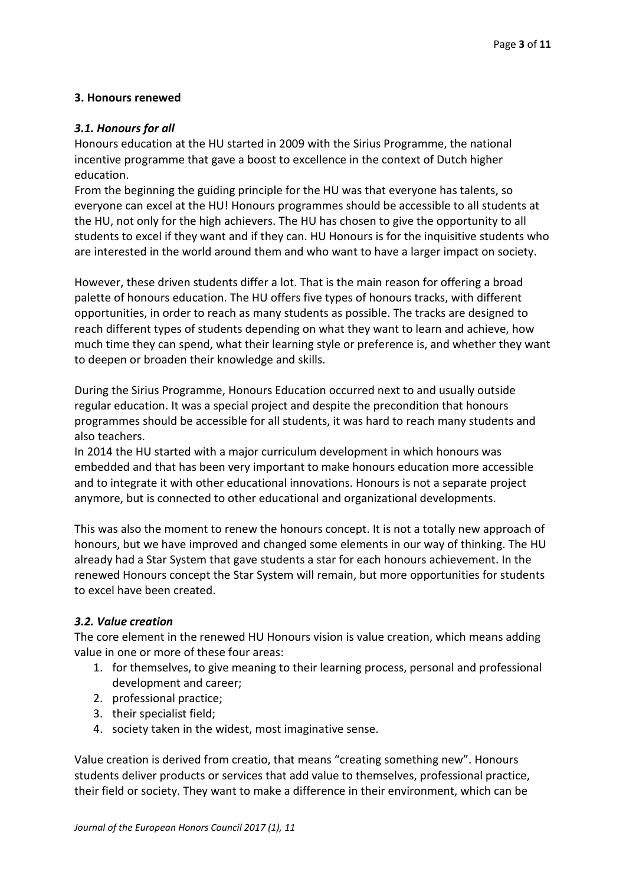## 3. Honours renewed

### *3.1. Honours for all*

Honours education at the HU started in 2009 with the Sirius Programme, the national incentive programme that gave a boost to excellence in the context of Dutch higher education.

From the beginning the guiding principle for the HU was that everyone has talents, so everyone can excel at the HU! Honours programmes should be accessible to all students at the HU, not only for the high achievers. The HU has chosen to give the opportunity to all students to excel if they want and if they can. HU Honours is for the inquisitive students who are interested in the world around them and who want to have a larger impact on society.

However, these driven students differ a lot. That is the main reason for offering a broad palette of honours education. The HU offers five types of honours tracks, with different opportunities, in order to reach as many students as possible. The tracks are designed to reach different types of students depending on what they want to learn and achieve, how much time they can spend, what their learning style or preference is, and whether they want to deepen or broaden their knowledge and skills.

During the Sirius Programme, Honours Education occurred next to and usually outside regular education. It was a special project and despite the precondition that honours programmes should be accessible for all students, it was hard to reach many students and also teachers.

In 2014 the HU started with a major curriculum development in which honours was embedded and that has been very important to make honours education more accessible and to integrate it with other educational innovations. Honours is not a separate project anymore, but is connected to other educational and organizational developments.

This was also the moment to renew the honours concept. It is not a totally new approach of honours, but we have improved and changed some elements in our way of thinking. The HU already had a Star System that gave students a star for each honours achievement. In the renewed Honours concept the Star System will remain, but more opportunities for students to excel have been created.

### *3.2. Value creation*

The core element in the renewed HU Honours vision is value creation, which means adding value in one or more of these four areas:

1. for themselves, to give meaning to their learning process, personal and professional development and career;
2. professional practice;
3. their specialist field;
4. society taken in the widest, most imaginative sense.

Value creation is derived from creatio, that means "creating something new". Honours students deliver products or services that add value to themselves, professional practice, their field or society. They want to make a difference in their environment, which can be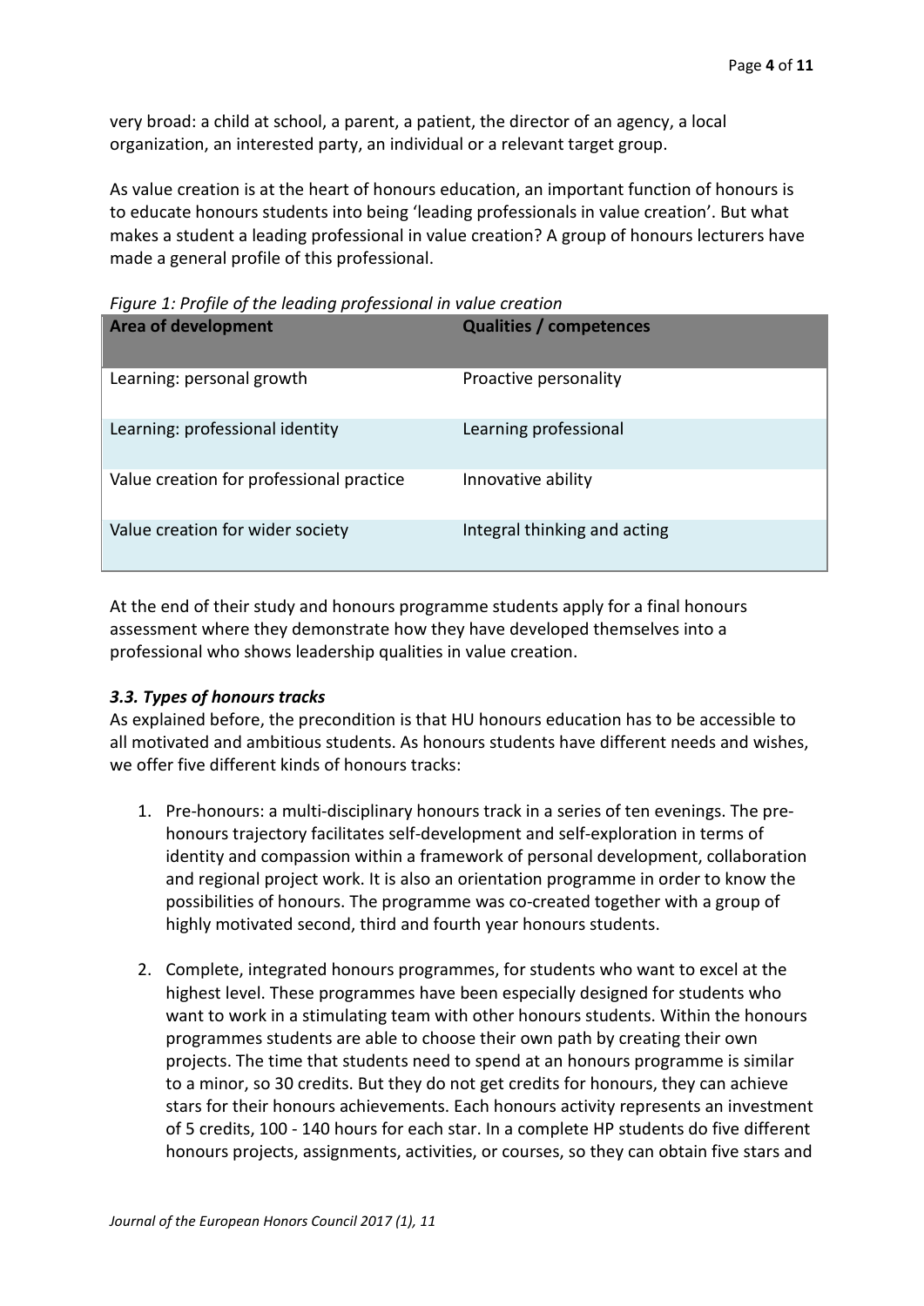very broad: a child at school, a parent, a patient, the director of an agency, a local organization, an interested party, an individual or a relevant target group.

As value creation is at the heart of honours education, an important function of honours is to educate honours students into being 'leading professionals in value creation'. But what makes a student a leading professional in value creation? A group of honours lecturers have made a general profile of this professional.

*Figure 1: Profile of the leading professional in value creation*

| Area of development | Qualities / competences |
|---|---|
| Learning: personal growth | Proactive personality |
| Learning: professional identity | Learning professional |
| Value creation for professional practice | Innovative ability |
| Value creation for wider society | Integral thinking and acting |

At the end of their study and honours programme students apply for a final honours assessment where they demonstrate how they have developed themselves into a professional who shows leadership qualities in value creation.

### *3.3. Types of honours tracks*

As explained before, the precondition is that HU honours education has to be accessible to all motivated and ambitious students. As honours students have different needs and wishes, we offer five different kinds of honours tracks:

1. Pre-honours: a multi-disciplinary honours track in a series of ten evenings. The pre-honours trajectory facilitates self-development and self-exploration in terms of identity and compassion within a framework of personal development, collaboration and regional project work. It is also an orientation programme in order to know the possibilities of honours. The programme was co-created together with a group of highly motivated second, third and fourth year honours students.

2. Complete, integrated honours programmes, for students who want to excel at the highest level. These programmes have been especially designed for students who want to work in a stimulating team with other honours students. Within the honours programmes students are able to choose their own path by creating their own projects. The time that students need to spend at an honours programme is similar to a minor, so 30 credits. But they do not get credits for honours, they can achieve stars for their honours achievements. Each honours activity represents an investment of 5 credits, 100 - 140 hours for each star. In a complete HP students do five different honours projects, assignments, activities, or courses, so they can obtain five stars and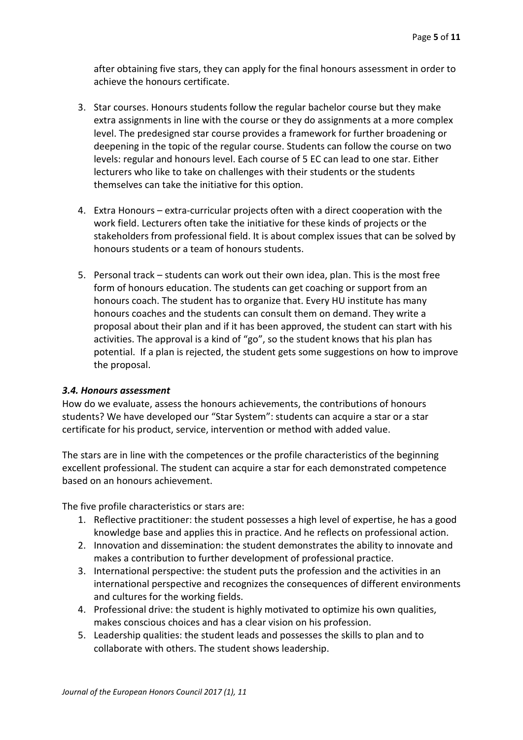after obtaining five stars, they can apply for the final honours assessment in order to achieve the honours certificate.

3. Star courses. Honours students follow the regular bachelor course but they make extra assignments in line with the course or they do assignments at a more complex level. The predesigned star course provides a framework for further broadening or deepening in the topic of the regular course. Students can follow the course on two levels: regular and honours level. Each course of 5 EC can lead to one star. Either lecturers who like to take on challenges with their students or the students themselves can take the initiative for this option.

4. Extra Honours – extra-curricular projects often with a direct cooperation with the work field. Lecturers often take the initiative for these kinds of projects or the stakeholders from professional field. It is about complex issues that can be solved by honours students or a team of honours students.

5. Personal track – students can work out their own idea, plan. This is the most free form of honours education. The students can get coaching or support from an honours coach. The student has to organize that. Every HU institute has many honours coaches and the students can consult them on demand. They write a proposal about their plan and if it has been approved, the student can start with his activities. The approval is a kind of "go", so the student knows that his plan has potential. If a plan is rejected, the student gets some suggestions on how to improve the proposal.

### *3.4. Honours assessment*

How do we evaluate, assess the honours achievements, the contributions of honours students? We have developed our "Star System": students can acquire a star or a star certificate for his product, service, intervention or method with added value.

The stars are in line with the competences or the profile characteristics of the beginning excellent professional. The student can acquire a star for each demonstrated competence based on an honours achievement.

The five profile characteristics or stars are:

1. Reflective practitioner: the student possesses a high level of expertise, he has a good knowledge base and applies this in practice. And he reflects on professional action.
2. Innovation and dissemination: the student demonstrates the ability to innovate and makes a contribution to further development of professional practice.
3. International perspective: the student puts the profession and the activities in an international perspective and recognizes the consequences of different environments and cultures for the working fields.
4. Professional drive: the student is highly motivated to optimize his own qualities, makes conscious choices and has a clear vision on his profession.
5. Leadership qualities: the student leads and possesses the skills to plan and to collaborate with others. The student shows leadership.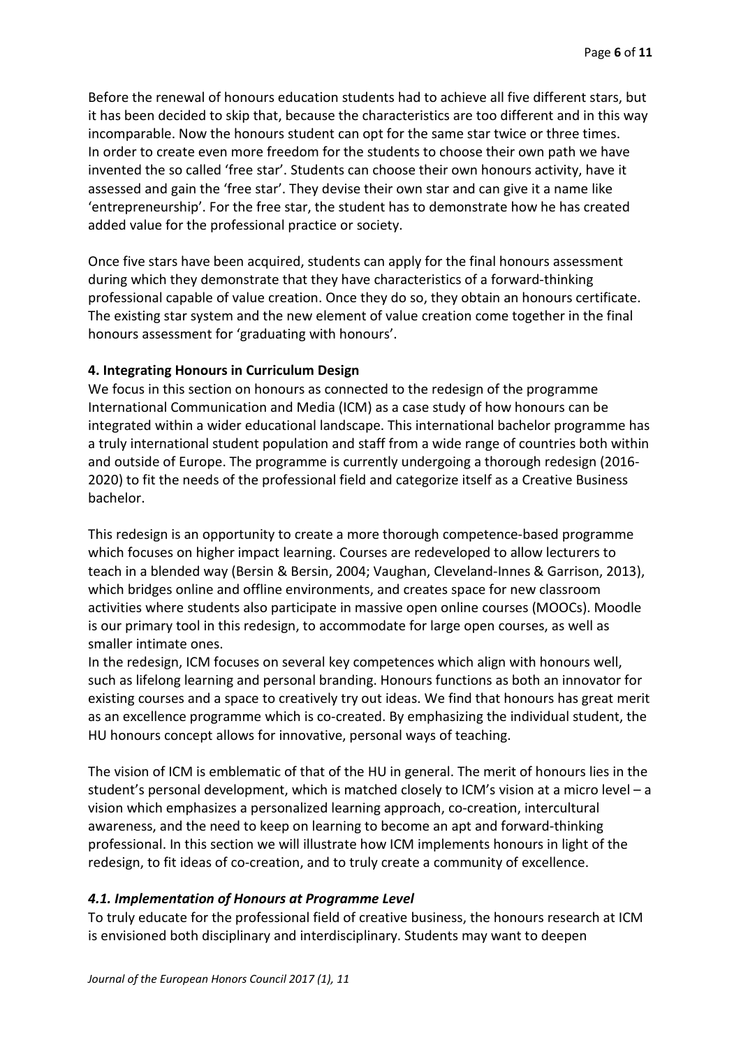Before the renewal of honours education students had to achieve all five different stars, but it has been decided to skip that, because the characteristics are too different and in this way incomparable. Now the honours student can opt for the same star twice or three times. In order to create even more freedom for the students to choose their own path we have invented the so called 'free star'. Students can choose their own honours activity, have it assessed and gain the 'free star'. They devise their own star and can give it a name like 'entrepreneurship'. For the free star, the student has to demonstrate how he has created added value for the professional practice or society.

Once five stars have been acquired, students can apply for the final honours assessment during which they demonstrate that they have characteristics of a forward-thinking professional capable of value creation. Once they do so, they obtain an honours certificate. The existing star system and the new element of value creation come together in the final honours assessment for 'graduating with honours'.

## 4. Integrating Honours in Curriculum Design

We focus in this section on honours as connected to the redesign of the programme International Communication and Media (ICM) as a case study of how honours can be integrated within a wider educational landscape. This international bachelor programme has a truly international student population and staff from a wide range of countries both within and outside of Europe. The programme is currently undergoing a thorough redesign (2016-2020) to fit the needs of the professional field and categorize itself as a Creative Business bachelor.

This redesign is an opportunity to create a more thorough competence-based programme which focuses on higher impact learning. Courses are redeveloped to allow lecturers to teach in a blended way (Bersin & Bersin, 2004; Vaughan, Cleveland-Innes & Garrison, 2013), which bridges online and offline environments, and creates space for new classroom activities where students also participate in massive open online courses (MOOCs). Moodle is our primary tool in this redesign, to accommodate for large open courses, as well as smaller intimate ones.

In the redesign, ICM focuses on several key competences which align with honours well, such as lifelong learning and personal branding. Honours functions as both an innovator for existing courses and a space to creatively try out ideas. We find that honours has great merit as an excellence programme which is co-created. By emphasizing the individual student, the HU honours concept allows for innovative, personal ways of teaching.

The vision of ICM is emblematic of that of the HU in general. The merit of honours lies in the student's personal development, which is matched closely to ICM's vision at a micro level – a vision which emphasizes a personalized learning approach, co-creation, intercultural awareness, and the need to keep on learning to become an apt and forward-thinking professional. In this section we will illustrate how ICM implements honours in light of the redesign, to fit ideas of co-creation, and to truly create a community of excellence.

### *4.1. Implementation of Honours at Programme Level*

To truly educate for the professional field of creative business, the honours research at ICM is envisioned both disciplinary and interdisciplinary. Students may want to deepen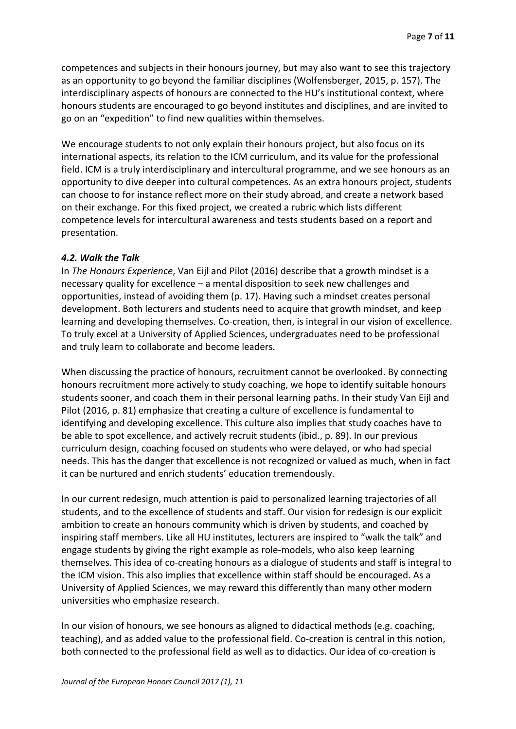competences and subjects in their honours journey, but may also want to see this trajectory as an opportunity to go beyond the familiar disciplines (Wolfensberger, 2015, p. 157). The interdisciplinary aspects of honours are connected to the HU's institutional context, where honours students are encouraged to go beyond institutes and disciplines, and are invited to go on an "expedition" to find new qualities within themselves.

We encourage students to not only explain their honours project, but also focus on its international aspects, its relation to the ICM curriculum, and its value for the professional field. ICM is a truly interdisciplinary and intercultural programme, and we see honours as an opportunity to dive deeper into cultural competences. As an extra honours project, students can choose to for instance reflect more on their study abroad, and create a network based on their exchange. For this fixed project, we created a rubric which lists different competence levels for intercultural awareness and tests students based on a report and presentation.

### *4.2. Walk the Talk*

In *The Honours Experience*, Van Eijl and Pilot (2016) describe that a growth mindset is a necessary quality for excellence – a mental disposition to seek new challenges and opportunities, instead of avoiding them (p. 17). Having such a mindset creates personal development. Both lecturers and students need to acquire that growth mindset, and keep learning and developing themselves. Co-creation, then, is integral in our vision of excellence. To truly excel at a University of Applied Sciences, undergraduates need to be professional and truly learn to collaborate and become leaders.

When discussing the practice of honours, recruitment cannot be overlooked. By connecting honours recruitment more actively to study coaching, we hope to identify suitable honours students sooner, and coach them in their personal learning paths. In their study Van Eijl and Pilot (2016, p. 81) emphasize that creating a culture of excellence is fundamental to identifying and developing excellence. This culture also implies that study coaches have to be able to spot excellence, and actively recruit students (ibid., p. 89). In our previous curriculum design, coaching focused on students who were delayed, or who had special needs. This has the danger that excellence is not recognized or valued as much, when in fact it can be nurtured and enrich students' education tremendously.

In our current redesign, much attention is paid to personalized learning trajectories of all students, and to the excellence of students and staff. Our vision for redesign is our explicit ambition to create an honours community which is driven by students, and coached by inspiring staff members. Like all HU institutes, lecturers are inspired to "walk the talk" and engage students by giving the right example as role-models, who also keep learning themselves. This idea of co-creating honours as a dialogue of students and staff is integral to the ICM vision. This also implies that excellence within staff should be encouraged. As a University of Applied Sciences, we may reward this differently than many other modern universities who emphasize research.

In our vision of honours, we see honours as aligned to didactical methods (e.g. coaching, teaching), and as added value to the professional field. Co-creation is central in this notion, both connected to the professional field as well as to didactics. Our idea of co-creation is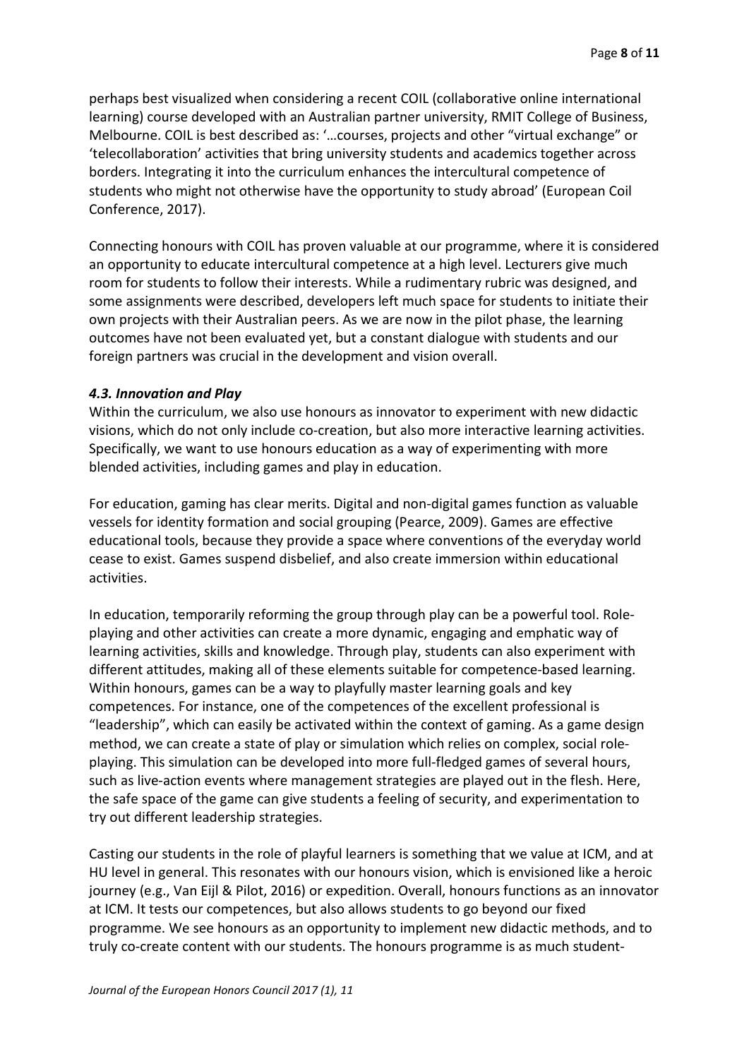perhaps best visualized when considering a recent COIL (collaborative online international learning) course developed with an Australian partner university, RMIT College of Business, Melbourne. COIL is best described as: '…courses, projects and other "virtual exchange" or 'telecollaboration' activities that bring university students and academics together across borders. Integrating it into the curriculum enhances the intercultural competence of students who might not otherwise have the opportunity to study abroad' (European Coil Conference, 2017).

Connecting honours with COIL has proven valuable at our programme, where it is considered an opportunity to educate intercultural competence at a high level. Lecturers give much room for students to follow their interests. While a rudimentary rubric was designed, and some assignments were described, developers left much space for students to initiate their own projects with their Australian peers. As we are now in the pilot phase, the learning outcomes have not been evaluated yet, but a constant dialogue with students and our foreign partners was crucial in the development and vision overall.

### *4.3. Innovation and Play*

Within the curriculum, we also use honours as innovator to experiment with new didactic visions, which do not only include co-creation, but also more interactive learning activities. Specifically, we want to use honours education as a way of experimenting with more blended activities, including games and play in education.

For education, gaming has clear merits. Digital and non-digital games function as valuable vessels for identity formation and social grouping (Pearce, 2009). Games are effective educational tools, because they provide a space where conventions of the everyday world cease to exist. Games suspend disbelief, and also create immersion within educational activities.

In education, temporarily reforming the group through play can be a powerful tool. Role-playing and other activities can create a more dynamic, engaging and emphatic way of learning activities, skills and knowledge. Through play, students can also experiment with different attitudes, making all of these elements suitable for competence-based learning. Within honours, games can be a way to playfully master learning goals and key competences. For instance, one of the competences of the excellent professional is "leadership", which can easily be activated within the context of gaming. As a game design method, we can create a state of play or simulation which relies on complex, social role-playing. This simulation can be developed into more full-fledged games of several hours, such as live-action events where management strategies are played out in the flesh. Here, the safe space of the game can give students a feeling of security, and experimentation to try out different leadership strategies.

Casting our students in the role of playful learners is something that we value at ICM, and at HU level in general. This resonates with our honours vision, which is envisioned like a heroic journey (e.g., Van Eijl & Pilot, 2016) or expedition. Overall, honours functions as an innovator at ICM. It tests our competences, but also allows students to go beyond our fixed programme. We see honours as an opportunity to implement new didactic methods, and to truly co-create content with our students. The honours programme is as much student-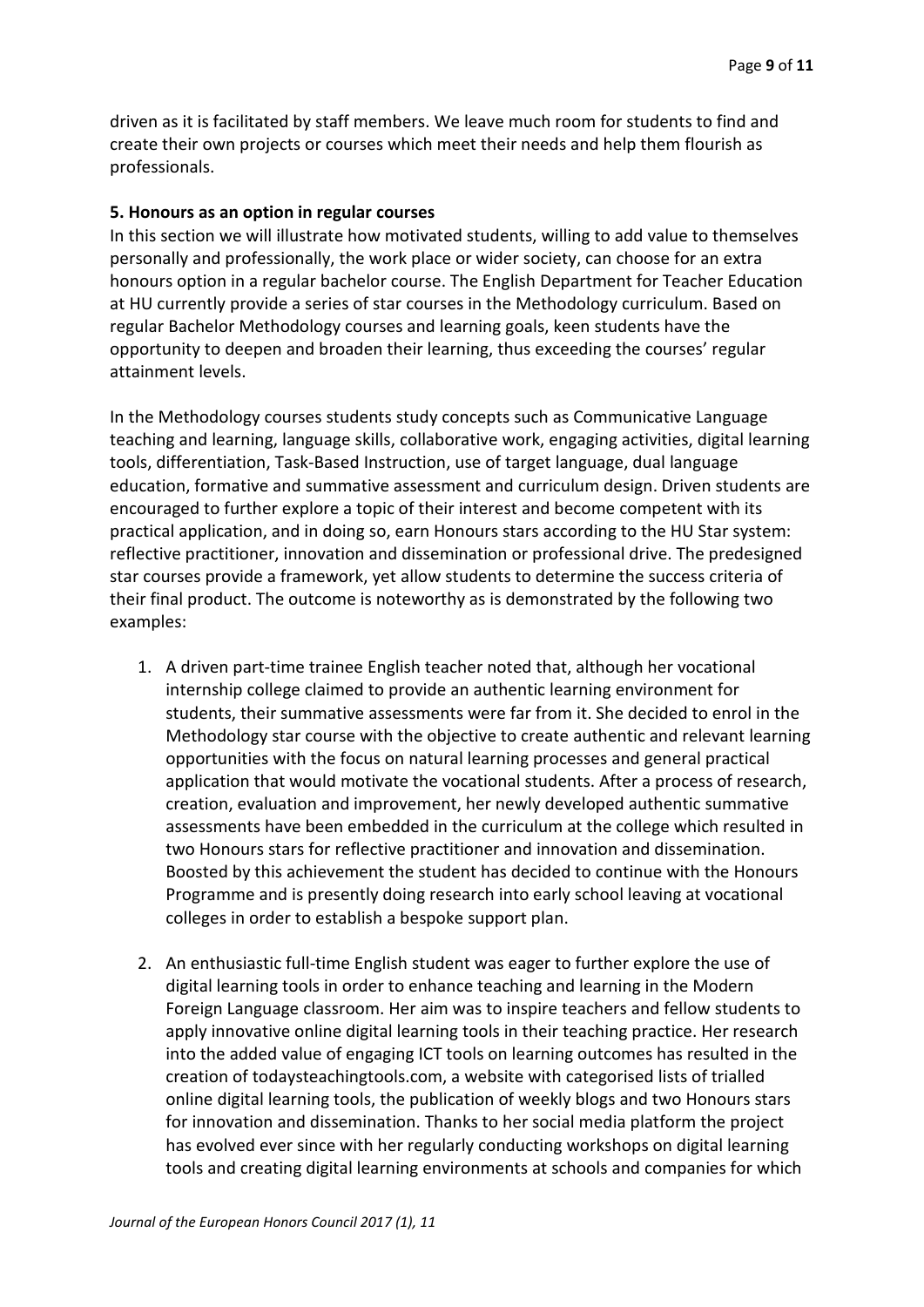driven as it is facilitated by staff members. We leave much room for students to find and create their own projects or courses which meet their needs and help them flourish as professionals.

**5. Honours as an option in regular courses**

In this section we will illustrate how motivated students, willing to add value to themselves personally and professionally, the work place or wider society, can choose for an extra honours option in a regular bachelor course. The English Department for Teacher Education at HU currently provide a series of star courses in the Methodology curriculum. Based on regular Bachelor Methodology courses and learning goals, keen students have the opportunity to deepen and broaden their learning, thus exceeding the courses' regular attainment levels.

In the Methodology courses students study concepts such as Communicative Language teaching and learning, language skills, collaborative work, engaging activities, digital learning tools, differentiation, Task-Based Instruction, use of target language, dual language education, formative and summative assessment and curriculum design. Driven students are encouraged to further explore a topic of their interest and become competent with its practical application, and in doing so, earn Honours stars according to the HU Star system: reflective practitioner, innovation and dissemination or professional drive. The predesigned star courses provide a framework, yet allow students to determine the success criteria of their final product. The outcome is noteworthy as is demonstrated by the following two examples:

1. A driven part-time trainee English teacher noted that, although her vocational internship college claimed to provide an authentic learning environment for students, their summative assessments were far from it. She decided to enrol in the Methodology star course with the objective to create authentic and relevant learning opportunities with the focus on natural learning processes and general practical application that would motivate the vocational students. After a process of research, creation, evaluation and improvement, her newly developed authentic summative assessments have been embedded in the curriculum at the college which resulted in two Honours stars for reflective practitioner and innovation and dissemination. Boosted by this achievement the student has decided to continue with the Honours Programme and is presently doing research into early school leaving at vocational colleges in order to establish a bespoke support plan.

2. An enthusiastic full-time English student was eager to further explore the use of digital learning tools in order to enhance teaching and learning in the Modern Foreign Language classroom. Her aim was to inspire teachers and fellow students to apply innovative online digital learning tools in their teaching practice. Her research into the added value of engaging ICT tools on learning outcomes has resulted in the creation of todaysteachingtools.com, a website with categorised lists of trialled online digital learning tools, the publication of weekly blogs and two Honours stars for innovation and dissemination. Thanks to her social media platform the project has evolved ever since with her regularly conducting workshops on digital learning tools and creating digital learning environments at schools and companies for which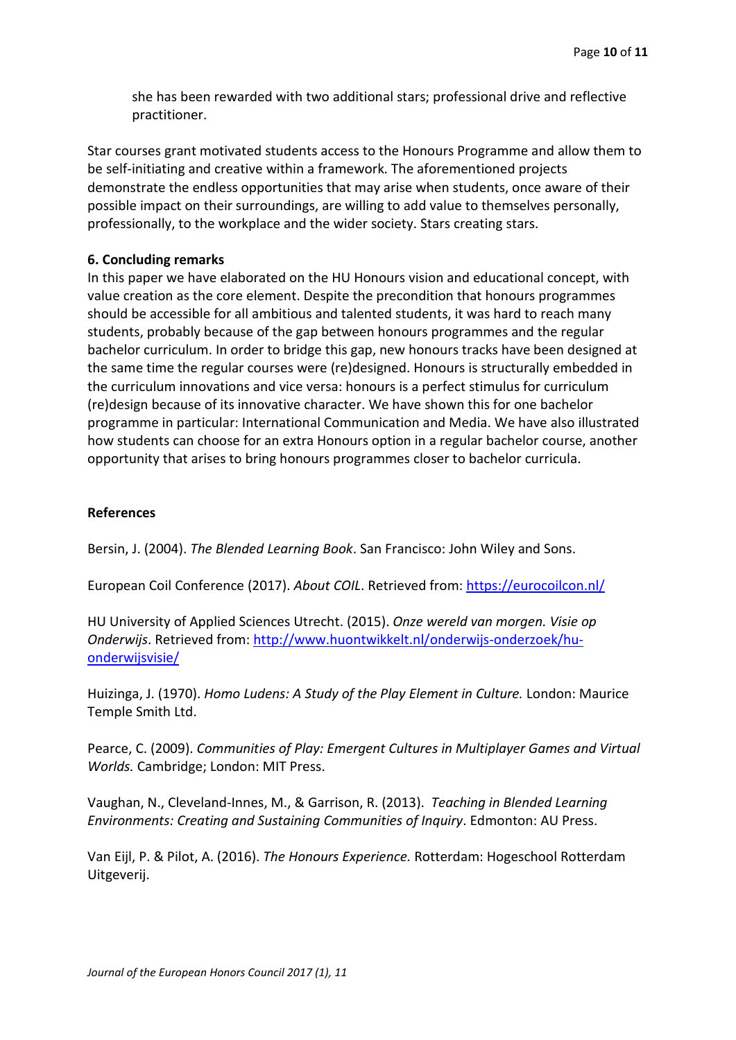she has been rewarded with two additional stars; professional drive and reflective practitioner.

Star courses grant motivated students access to the Honours Programme and allow them to be self-initiating and creative within a framework. The aforementioned projects demonstrate the endless opportunities that may arise when students, once aware of their possible impact on their surroundings, are willing to add value to themselves personally, professionally, to the workplace and the wider society. Stars creating stars.

**6. Concluding remarks**

In this paper we have elaborated on the HU Honours vision and educational concept, with value creation as the core element. Despite the precondition that honours programmes should be accessible for all ambitious and talented students, it was hard to reach many students, probably because of the gap between honours programmes and the regular bachelor curriculum. In order to bridge this gap, new honours tracks have been designed at the same time the regular courses were (re)designed. Honours is structurally embedded in the curriculum innovations and vice versa: honours is a perfect stimulus for curriculum (re)design because of its innovative character. We have shown this for one bachelor programme in particular: International Communication and Media. We have also illustrated how students can choose for an extra Honours option in a regular bachelor course, another opportunity that arises to bring honours programmes closer to bachelor curricula.

**References**

Bersin, J. (2004). *The Blended Learning Book*. San Francisco: John Wiley and Sons.

European Coil Conference (2017). *About COIL*. Retrieved from: https://eurocoilcon.nl/

HU University of Applied Sciences Utrecht. (2015). *Onze wereld van morgen. Visie op Onderwijs*. Retrieved from: http://www.huontwikkelt.nl/onderwijs-onderzoek/hu-onderwijsvisie/

Huizinga, J. (1970). *Homo Ludens: A Study of the Play Element in Culture.* London: Maurice Temple Smith Ltd.

Pearce, C. (2009). *Communities of Play: Emergent Cultures in Multiplayer Games and Virtual Worlds.* Cambridge; London: MIT Press.

Vaughan, N., Cleveland-Innes, M., & Garrison, R. (2013). *Teaching in Blended Learning Environments: Creating and Sustaining Communities of Inquiry*. Edmonton: AU Press.

Van Eijl, P. & Pilot, A. (2016). *The Honours Experience.* Rotterdam: Hogeschool Rotterdam Uitgeverij.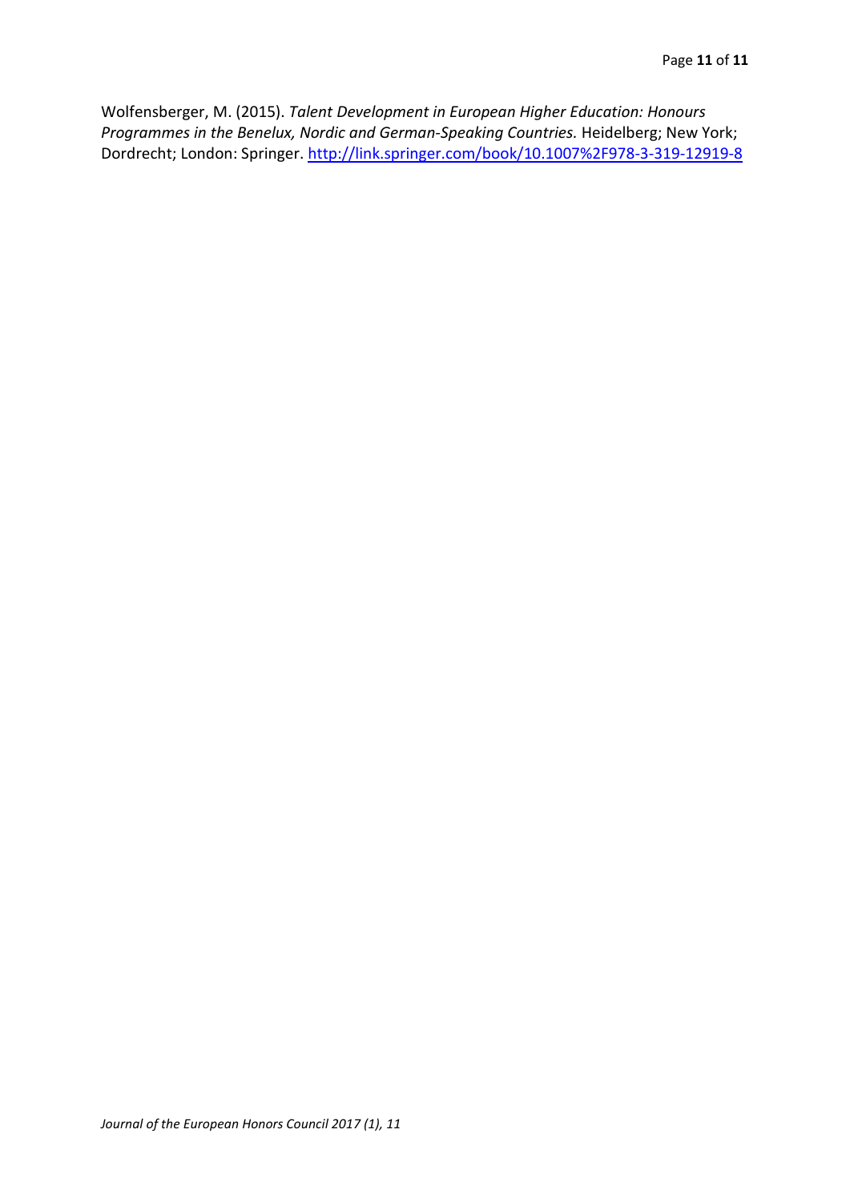Wolfensberger, M. (2015). *Talent Development in European Higher Education: Honours Programmes in the Benelux, Nordic and German-Speaking Countries.* Heidelberg; New York; Dordrecht; London: Springer. http://link.springer.com/book/10.1007%2F978-3-319-12919-8